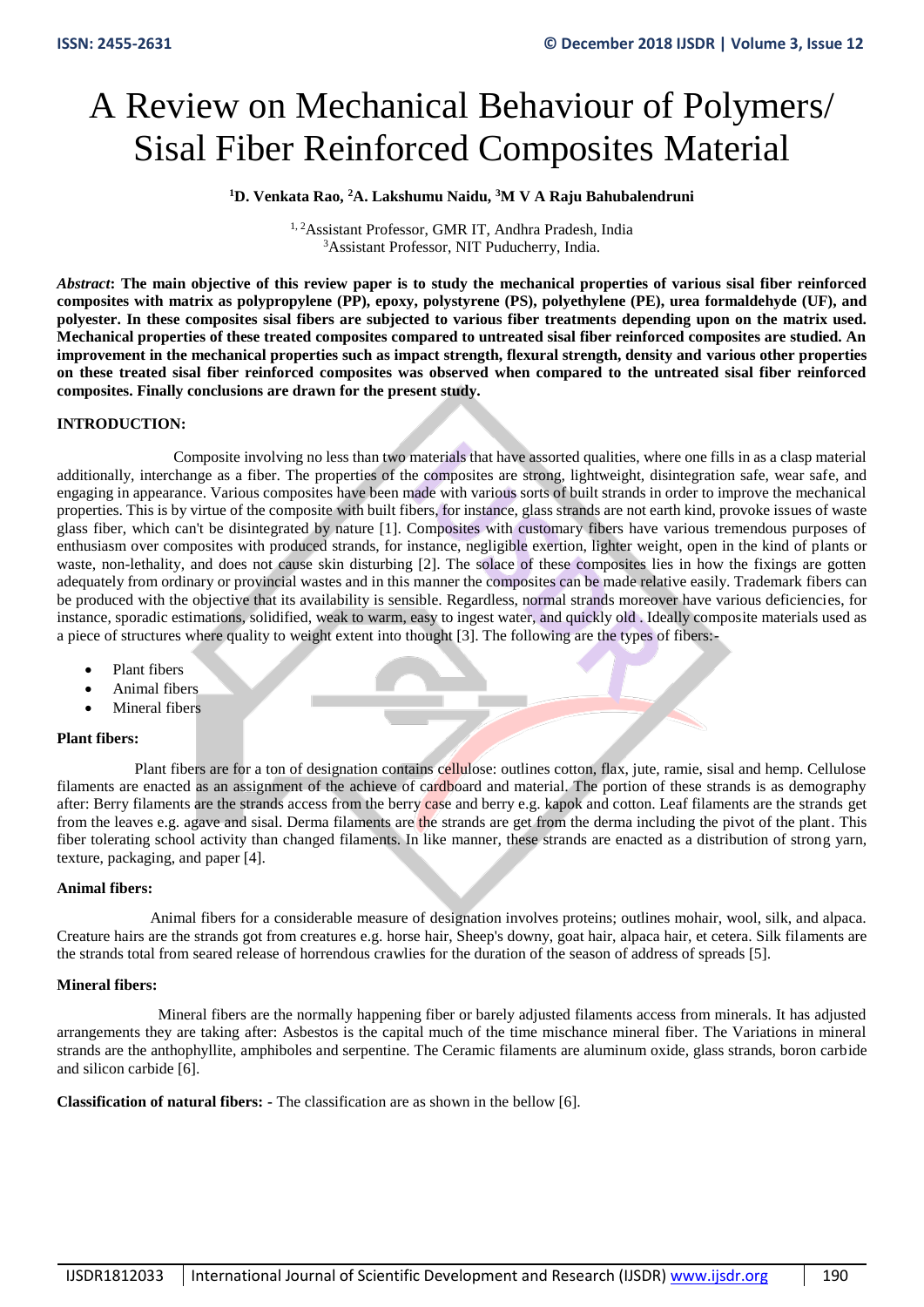# A Review on Mechanical Behaviour of Polymers/ Sisal Fiber Reinforced Composites Material

**[1]D. Venkata Rao, [2]A. Lakshumu Naidu, [3]M V A Raju Bahubalendruni**

[1, 2]Assistant Professor, GMR IT, Andhra Pradesh, India
[3]Assistant Professor, NIT Puducherry, India.

***Abstract*: The main objective of this review paper is to study the mechanical properties of various sisal fiber reinforced composites with matrix as polypropylene (PP), epoxy, polystyrene (PS), polyethylene (PE), urea formaldehyde (UF), and polyester. In these composites sisal fibers are subjected to various fiber treatments depending upon on the matrix used. Mechanical properties of these treated composites compared to untreated sisal fiber reinforced composites are studied. An improvement in the mechanical properties such as impact strength, flexural strength, density and various other properties on these treated sisal fiber reinforced composites was observed when compared to the untreated sisal fiber reinforced composites. Finally conclusions are drawn for the present study.**

**INTRODUCTION:**

Composite involving no less than two materials that have assorted qualities, where one fills in as a clasp material additionally, interchange as a fiber. The properties of the composites are strong, lightweight, disintegration safe, wear safe, and engaging in appearance. Various composites have been made with various sorts of built strands in order to improve the mechanical properties. This is by virtue of the composite with built fibers, for instance, glass strands are not earth kind, provoke issues of waste glass fiber, which can't be disintegrated by nature [1]. Composites with customary fibers have various tremendous purposes of enthusiasm over composites with produced strands, for instance, negligible exertion, lighter weight, open in the kind of plants or waste, non-lethality, and does not cause skin disturbing [2]. The solace of these composites lies in how the fixings are gotten adequately from ordinary or provincial wastes and in this manner the composites can be made relative easily. Trademark fibers can be produced with the objective that its availability is sensible. Regardless, normal strands moreover have various deficiencies, for instance, sporadic estimations, solidified, weak to warm, easy to ingest water, and quickly old . Ideally composite materials used as a piece of structures where quality to weight extent into thought [3]. The following are the types of fibers:-

- Plant fibers
- Animal fibers
- Mineral fibers

**Plant fibers:**

Plant fibers are for a ton of designation contains cellulose: outlines cotton, flax, jute, ramie, sisal and hemp. Cellulose filaments are enacted as an assignment of the achieve of cardboard and material. The portion of these strands is as demography after: Berry filaments are the strands access from the berry case and berry e.g. kapok and cotton. Leaf filaments are the strands get from the leaves e.g. agave and sisal. Derma filaments are the strands are get from the derma including the pivot of the plant. This fiber tolerating school activity than changed filaments. In like manner, these strands are enacted as a distribution of strong yarn, texture, packaging, and paper [4].

**Animal fibers:**

Animal fibers for a considerable measure of designation involves proteins; outlines mohair, wool, silk, and alpaca. Creature hairs are the strands got from creatures e.g. horse hair, Sheep's downy, goat hair, alpaca hair, et cetera. Silk filaments are the strands total from seared release of horrendous crawlies for the duration of the season of address of spreads [5].

**Mineral fibers:**

Mineral fibers are the normally happening fiber or barely adjusted filaments access from minerals. It has adjusted arrangements they are taking after: Asbestos is the capital much of the time mischance mineral fiber. The Variations in mineral strands are the anthophyllite, amphiboles and serpentine. The Ceramic filaments are aluminum oxide, glass strands, boron carbide and silicon carbide [6].

**Classification of natural fibers: -** The classification are as shown in the bellow [6].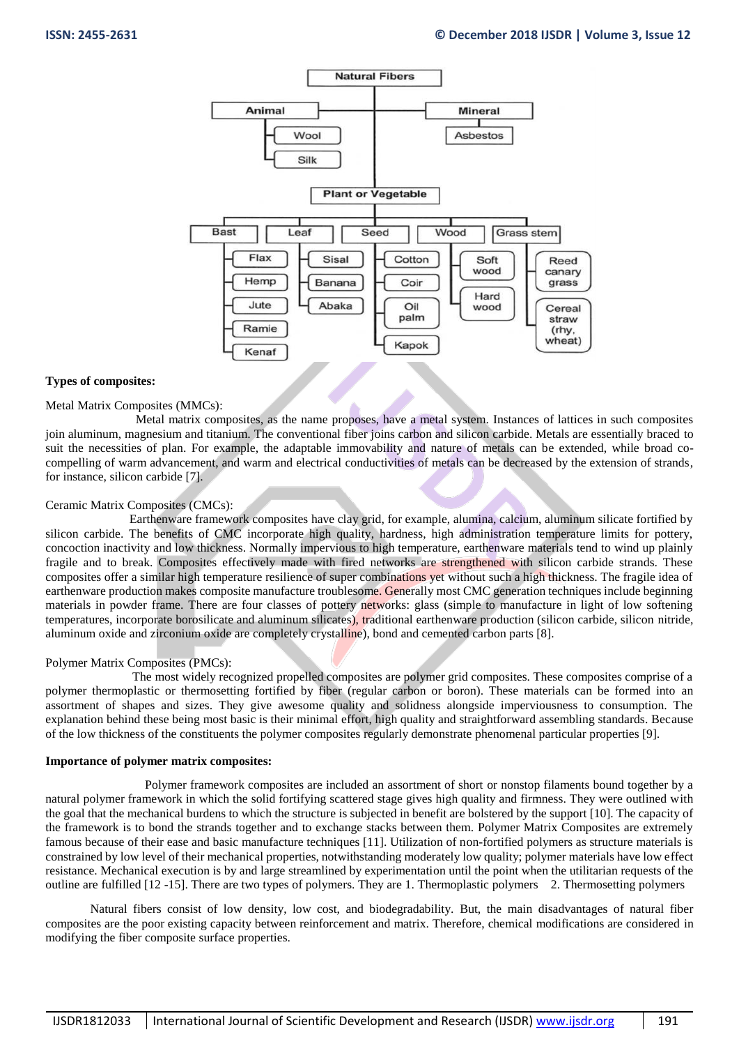Natural Fibers

- Animal
  - Wool
  - Silk
- Mineral
  - Asbestos
- Plant or Vegetable
  - Bast
    - Flax
    - Hemp
    - Jute
    - Ramie
    - Kenaf
  - Leaf
    - Sisal
    - Banana
    - Abaka
  - Seed
    - Cotton
    - Coir
    - Oil palm
    - Kapok
  - Wood
    - Soft wood
    - Hard wood
  - Grass stem
    - Reed canary grass
    - Cereal straw (rhy, wheat)

**Types of composites:**

Metal Matrix Composites (MMCs):

Metal matrix composites, as the name proposes, have a metal system. Instances of lattices in such composites join aluminum, magnesium and titanium. The conventional fiber joins carbon and silicon carbide. Metals are essentially braced to suit the necessities of plan. For example, the adaptable immovability and nature of metals can be extended, while broad co-compelling of warm advancement, and warm and electrical conductivities of metals can be decreased by the extension of strands, for instance, silicon carbide [7].

Ceramic Matrix Composites (CMCs):

Earthenware framework composites have clay grid, for example, alumina, calcium, aluminum silicate fortified by silicon carbide. The benefits of CMC incorporate high quality, hardness, high administration temperature limits for pottery, concoction inactivity and low thickness. Normally impervious to high temperature, earthenware materials tend to wind up plainly fragile and to break. Composites effectively made with fired networks are strengthened with silicon carbide strands. These composites offer a similar high temperature resilience of super combinations yet without such a high thickness. The fragile idea of earthenware production makes composite manufacture troublesome. Generally most CMC generation techniques include beginning materials in powder frame. There are four classes of pottery networks: glass (simple to manufacture in light of low softening temperatures, incorporate borosilicate and aluminum silicates), traditional earthenware production (silicon carbide, silicon nitride, aluminum oxide and zirconium oxide are completely crystalline), bond and cemented carbon parts [8].

Polymer Matrix Composites (PMCs):

The most widely recognized propelled composites are polymer grid composites. These composites comprise of a polymer thermoplastic or thermosetting fortified by fiber (regular carbon or boron). These materials can be formed into an assortment of shapes and sizes. They give awesome quality and solidness alongside imperviousness to consumption. The explanation behind these being most basic is their minimal effort, high quality and straightforward assembling standards. Because of the low thickness of the constituents the polymer composites regularly demonstrate phenomenal particular properties [9].

**Importance of polymer matrix composites:**

Polymer framework composites are included an assortment of short or nonstop filaments bound together by a natural polymer framework in which the solid fortifying scattered stage gives high quality and firmness. They were outlined with the goal that the mechanical burdens to which the structure is subjected in benefit are bolstered by the support [10]. The capacity of the framework is to bond the strands together and to exchange stacks between them. Polymer Matrix Composites are extremely famous because of their ease and basic manufacture techniques [11]. Utilization of non-fortified polymers as structure materials is constrained by low level of their mechanical properties, notwithstanding moderately low quality; polymer materials have low effect resistance. Mechanical execution is by and large streamlined by experimentation until the point when the utilitarian requests of the outline are fulfilled [12 -15]. There are two types of polymers. They are 1. Thermoplastic polymers 2. Thermosetting polymers

Natural fibers consist of low density, low cost, and biodegradability. But, the main disadvantages of natural fiber composites are the poor existing capacity between reinforcement and matrix. Therefore, chemical modifications are considered in modifying the fiber composite surface properties.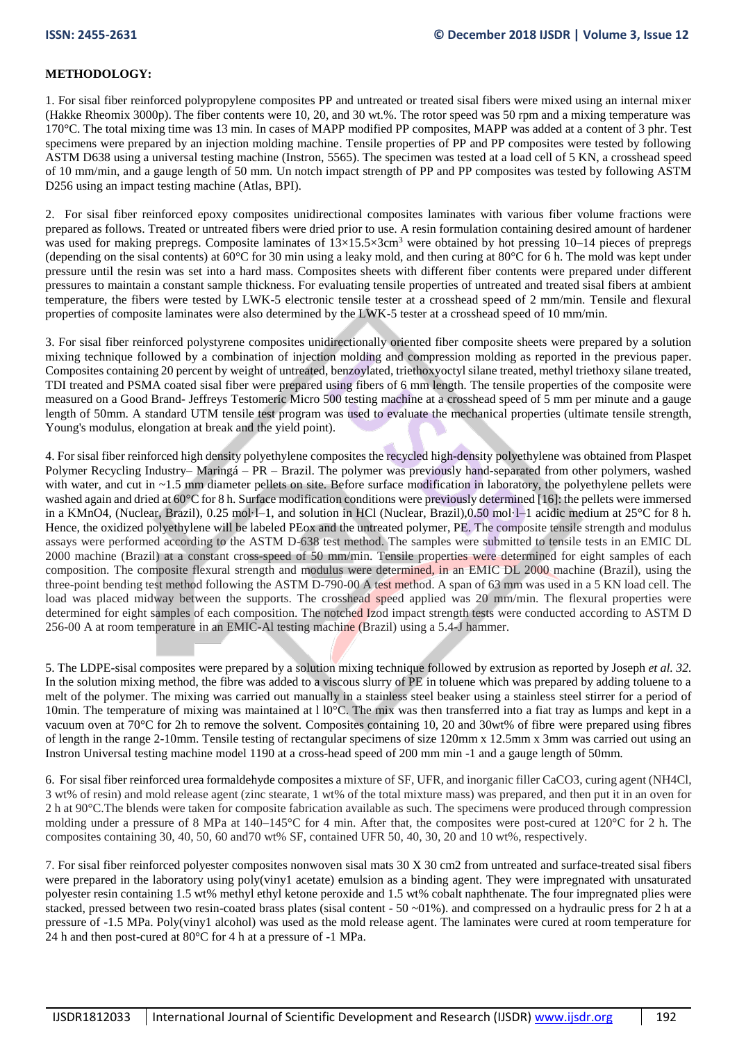**METHODOLOGY:**

1. For sisal fiber reinforced polypropylene composites PP and untreated or treated sisal fibers were mixed using an internal mixer (Hakke Rheomix 3000p). The fiber contents were 10, 20, and 30 wt.%. The rotor speed was 50 rpm and a mixing temperature was 170°C. The total mixing time was 13 min. In cases of MAPP modified PP composites, MAPP was added at a content of 3 phr. Test specimens were prepared by an injection molding machine. Tensile properties of PP and PP composites were tested by following ASTM D638 using a universal testing machine (Instron, 5565). The specimen was tested at a load cell of 5 KN, a crosshead speed of 10 mm/min, and a gauge length of 50 mm. Un notch impact strength of PP and PP composites was tested by following ASTM D256 using an impact testing machine (Atlas, BPI).

2. For sisal fiber reinforced epoxy composites unidirectional composites laminates with various fiber volume fractions were prepared as follows. Treated or untreated fibers were dried prior to use. A resin formulation containing desired amount of hardener was used for making prepregs. Composite laminates of $13\times15.5\times3cm^3$ were obtained by hot pressing 10–14 pieces of prepregs (depending on the sisal contents) at 60°C for 30 min using a leaky mold, and then curing at 80°C for 6 h. The mold was kept under pressure until the resin was set into a hard mass. Composites sheets with different fiber contents were prepared under different pressures to maintain a constant sample thickness. For evaluating tensile properties of untreated and treated sisal fibers at ambient temperature, the fibers were tested by LWK-5 electronic tensile tester at a crosshead speed of 2 mm/min. Tensile and flexural properties of composite laminates were also determined by the LWK-5 tester at a crosshead speed of 10 mm/min.

3. For sisal fiber reinforced polystyrene composites unidirectionally oriented fiber composite sheets were prepared by a solution mixing technique followed by a combination of injection molding and compression molding as reported in the previous paper. Composites containing 20 percent by weight of untreated, benzoylated, triethoxyoctyl silane treated, methyl triethoxy silane treated, TDI treated and PSMA coated sisal fiber were prepared using fibers of 6 mm length. The tensile properties of the composite were measured on a Good Brand- Jeffreys Testomeric Micro 500 testing machine at a crosshead speed of 5 mm per minute and a gauge length of 50mm. A standard UTM tensile test program was used to evaluate the mechanical properties (ultimate tensile strength, Young's modulus, elongation at break and the yield point).

4. For sisal fiber reinforced high density polyethylene composites the recycled high-density polyethylene was obtained from Plaspet Polymer Recycling Industry– Maringá – PR – Brazil. The polymer was previously hand-separated from other polymers, washed with water, and cut in ~1.5 mm diameter pellets on site. Before surface modification in laboratory, the polyethylene pellets were washed again and dried at 60°C for 8 h. Surface modification conditions were previously determined [16]: the pellets were immersed in a $KMnO_4$, (Nuclear, Brazil), 0.25 mol·l–1, and solution in HCl (Nuclear, Brazil),0.50 mol·l–1 acidic medium at 25°C for 8 h. Hence, the oxidized polyethylene will be labeled PEox and the untreated polymer, PE. The composite tensile strength and modulus assays were performed according to the ASTM D-638 test method. The samples were submitted to tensile tests in an EMIC DL 2000 machine (Brazil) at a constant cross-speed of 50 mm/min. Tensile properties were determined for eight samples of each composition. The composite flexural strength and modulus were determined, in an EMIC DL 2000 machine (Brazil), using the three-point bending test method following the ASTM D-790-00 A test method. A span of 63 mm was used in a 5 KN load cell. The load was placed midway between the supports. The crosshead speed applied was 20 mm/min. The flexural properties were determined for eight samples of each composition. The notched Izod impact strength tests were conducted according to ASTM D 256-00 A at room temperature in an EMIC-AI testing machine (Brazil) using a 5.4-J hammer.

5. The LDPE-sisal composites were prepared by a solution mixing technique followed by extrusion as reported by Joseph *et al. 32.* In the solution mixing method, the fibre was added to a viscous slurry of PE in toluene which was prepared by adding toluene to a melt of the polymer. The mixing was carried out manually in a stainless steel beaker using a stainless steel stirrer for a period of 10min. The temperature of mixing was maintained at l l0°C. The mix was then transferred into a fiat tray as lumps and kept in a vacuum oven at 70°C for 2h to remove the solvent. Composites containing 10, 20 and 30wt% of fibre were prepared using fibres of length in the range 2-10mm. Tensile testing of rectangular specimens of size 120mm x 12.5mm x 3mm was carried out using an Instron Universal testing machine model 1190 at a cross-head speed of 200 mm min -1 and a gauge length of 50mm.

6. For sisal fiber reinforced urea formaldehyde composites a mixture of SF, UFR, and inorganic filler $CaCO_3$, curing agent ($NH_4Cl$, 3 wt% of resin) and mold release agent (zinc stearate, 1 wt% of the total mixture mass) was prepared, and then put it in an oven for 2 h at 90°C.The blends were taken for composite fabrication available as such. The specimens were produced through compression molding under a pressure of 8 MPa at 140–145°C for 4 min. After that, the composites were post-cured at 120°C for 2 h. The composites containing 30, 40, 50, 60 and70 wt% SF, contained UFR 50, 40, 30, 20 and 10 wt%, respectively.

7. For sisal fiber reinforced polyester composites nonwoven sisal mats 30 X 30 cm2 from untreated and surface-treated sisal fibers were prepared in the laboratory using poly(viny1 acetate) emulsion as a binding agent. They were impregnated with unsaturated polyester resin containing 1.5 wt% methyl ethyl ketone peroxide and 1.5 wt% cobalt naphthenate. The four impregnated plies were stacked, pressed between two resin-coated brass plates (sisal content - 50 ~01%). and compressed on a hydraulic press for 2 h at a pressure of -1.5 MPa. Poly(viny1 alcohol) was used as the mold release agent. The laminates were cured at room temperature for 24 h and then post-cured at 80°C for 4 h at a pressure of -1 MPa.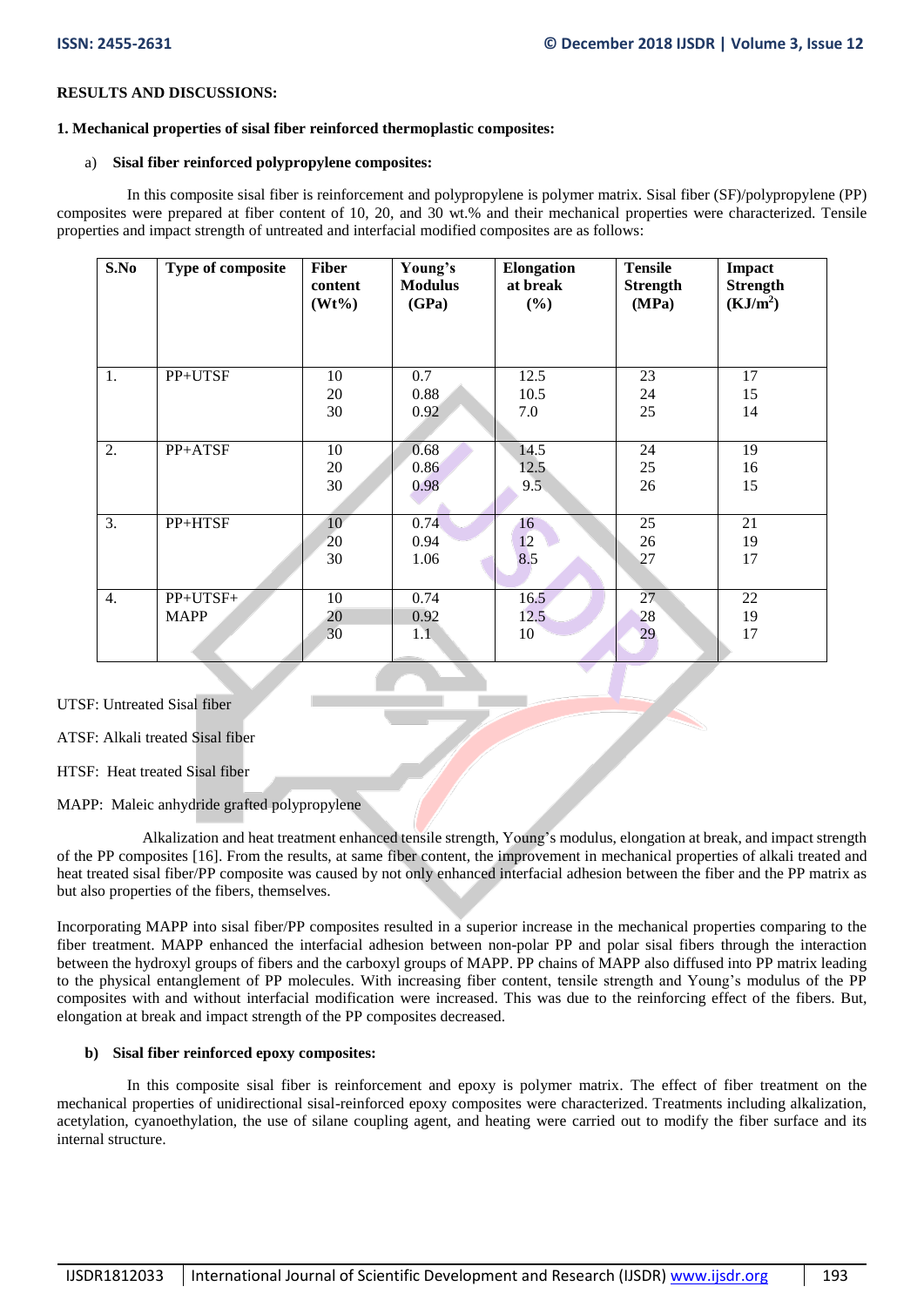**RESULTS AND DISCUSSIONS:**

**1. Mechanical properties of sisal fiber reinforced thermoplastic composites:**

a) **Sisal fiber reinforced polypropylene composites:**

In this composite sisal fiber is reinforcement and polypropylene is polymer matrix. Sisal fiber (SF)/polypropylene (PP) composites were prepared at fiber content of 10, 20, and 30 wt.% and their mechanical properties were characterized. Tensile properties and impact strength of untreated and interfacial modified composites are as follows:

| S.No | Type of composite | Fiber content (Wt%) | Young's Modulus (GPa) | Elongation at break (%) | Tensile Strength (MPa) | Impact Strength ($KJ/m^2$) |
|---|---|---|---|---|---|---|
| 1. | PP+UTSF | 10 | 0.7 | 12.5 | 23 | 17 |
| | | 20 | 0.88 | 10.5 | 24 | 15 |
| | | 30 | 0.92 | 7.0 | 25 | 14 |
| 2. | PP+ATSF | 10 | 0.68 | 14.5 | 24 | 19 |
| | | 20 | 0.86 | 12.5 | 25 | 16 |
| | | 30 | 0.98 | 9.5 | 26 | 15 |
| 3. | PP+HTSF | 10 | 0.74 | 16 | 25 | 21 |
| | | 20 | 0.94 | 12 | 26 | 19 |
| | | 30 | 1.06 | 8.5 | 27 | 17 |
| 4. | PP+UTSF+ MAPP | 10 | 0.74 | 16.5 | 27 | 22 |
| | | 20 | 0.92 | 12.5 | 28 | 19 |
| | | 30 | 1.1 | 10 | 29 | 17 |

UTSF: Untreated Sisal fiber

ATSF: Alkali treated Sisal fiber

HTSF: Heat treated Sisal fiber

MAPP: Maleic anhydride grafted polypropylene

Alkalization and heat treatment enhanced tensile strength, Young's modulus, elongation at break, and impact strength of the PP composites [16]. From the results, at same fiber content, the improvement in mechanical properties of alkali treated and heat treated sisal fiber/PP composite was caused by not only enhanced interfacial adhesion between the fiber and the PP matrix as but also properties of the fibers, themselves.

Incorporating MAPP into sisal fiber/PP composites resulted in a superior increase in the mechanical properties comparing to the fiber treatment. MAPP enhanced the interfacial adhesion between non-polar PP and polar sisal fibers through the interaction between the hydroxyl groups of fibers and the carboxyl groups of MAPP. PP chains of MAPP also diffused into PP matrix leading to the physical entanglement of PP molecules. With increasing fiber content, tensile strength and Young's modulus of the PP composites with and without interfacial modification were increased. This was due to the reinforcing effect of the fibers. But, elongation at break and impact strength of the PP composites decreased.

b) **Sisal fiber reinforced epoxy composites:**

In this composite sisal fiber is reinforcement and epoxy is polymer matrix. The effect of fiber treatment on the mechanical properties of unidirectional sisal-reinforced epoxy composites were characterized. Treatments including alkalization, acetylation, cyanoethylation, the use of silane coupling agent, and heating were carried out to modify the fiber surface and its internal structure.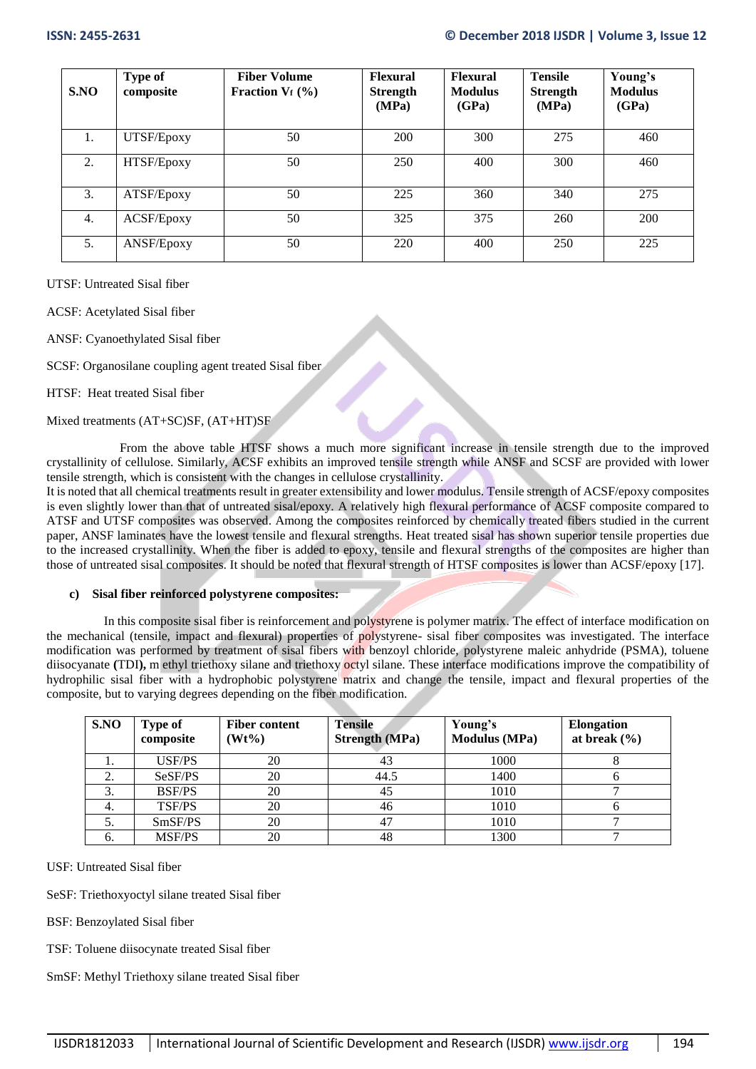| S.NO | Type of composite | Fiber Volume Fraction $V_f$ (%) | Flexural Strength (MPa) | Flexural Modulus (GPa) | Tensile Strength (MPa) | Young's Modulus (GPa) |
|---|---|---|---|---|---|---|
| 1. | UTSF/Epoxy | 50 | 200 | 300 | 275 | 460 |
| 2. | HTSF/Epoxy | 50 | 250 | 400 | 300 | 460 |
| 3. | ATSF/Epoxy | 50 | 225 | 360 | 340 | 275 |
| 4. | ACSF/Epoxy | 50 | 325 | 375 | 260 | 200 |
| 5. | ANSF/Epoxy | 50 | 220 | 400 | 250 | 225 |

UTSF: Untreated Sisal fiber

ACSF: Acetylated Sisal fiber

ANSF: Cyanoethylated Sisal fiber

SCSF: Organosilane coupling agent treated Sisal fiber

HTSF: Heat treated Sisal fiber

Mixed treatments (AT+SC)SF, (AT+HT)SF

From the above table HTSF shows a much more significant increase in tensile strength due to the improved crystallinity of cellulose. Similarly, ACSF exhibits an improved tensile strength while ANSF and SCSF are provided with lower tensile strength, which is consistent with the changes in cellulose crystallinity.
It is noted that all chemical treatments result in greater extensibility and lower modulus. Tensile strength of ACSF/epoxy composites is even slightly lower than that of untreated sisal/epoxy. A relatively high flexural performance of ACSF composite compared to ATSF and UTSF composites was observed. Among the composites reinforced by chemically treated fibers studied in the current paper, ANSF laminates have the lowest tensile and flexural strengths. Heat treated sisal has shown superior tensile properties due to the increased crystallinity. When the fiber is added to epoxy, tensile and flexural strengths of the composites are higher than those of untreated sisal composites. It should be noted that flexural strength of HTSF composites is lower than ACSF/epoxy [17].

**c) Sisal fiber reinforced polystyrene composites:**

In this composite sisal fiber is reinforcement and polystyrene is polymer matrix. The effect of interface modification on the mechanical (tensile, impact and flexural) properties of polystyrene- sisal fiber composites was investigated. The interface modification was performed by treatment of sisal fibers with benzoyl chloride, polystyrene maleic anhydride (PSMA), toluene diisocyanate **(**TDI**),** m ethyl triethoxy silane and triethoxy octyl silane. These interface modifications improve the compatibility of hydrophilic sisal fiber with a hydrophobic polystyrene matrix and change the tensile, impact and flexural properties of the composite, but to varying degrees depending on the fiber modification.

| S.NO | Type of composite | Fiber content (Wt%) | Tensile Strength (MPa) | Young's Modulus (MPa) | Elongation at break (%) |
|---|---|---|---|---|---|
| 1. | USF/PS | 20 | 43 | 1000 | 8 |
| 2. | SeSF/PS | 20 | 44.5 | 1400 | 6 |
| 3. | BSF/PS | 20 | 45 | 1010 | 7 |
| 4. | TSF/PS | 20 | 46 | 1010 | 6 |
| 5. | SmSF/PS | 20 | 47 | 1010 | 7 |
| 6. | MSF/PS | 20 | 48 | 1300 | 7 |

USF: Untreated Sisal fiber

SeSF: Triethoxyoctyl silane treated Sisal fiber

BSF: Benzoylated Sisal fiber

TSF: Toluene diisocynate treated Sisal fiber

SmSF: Methyl Triethoxy silane treated Sisal fiber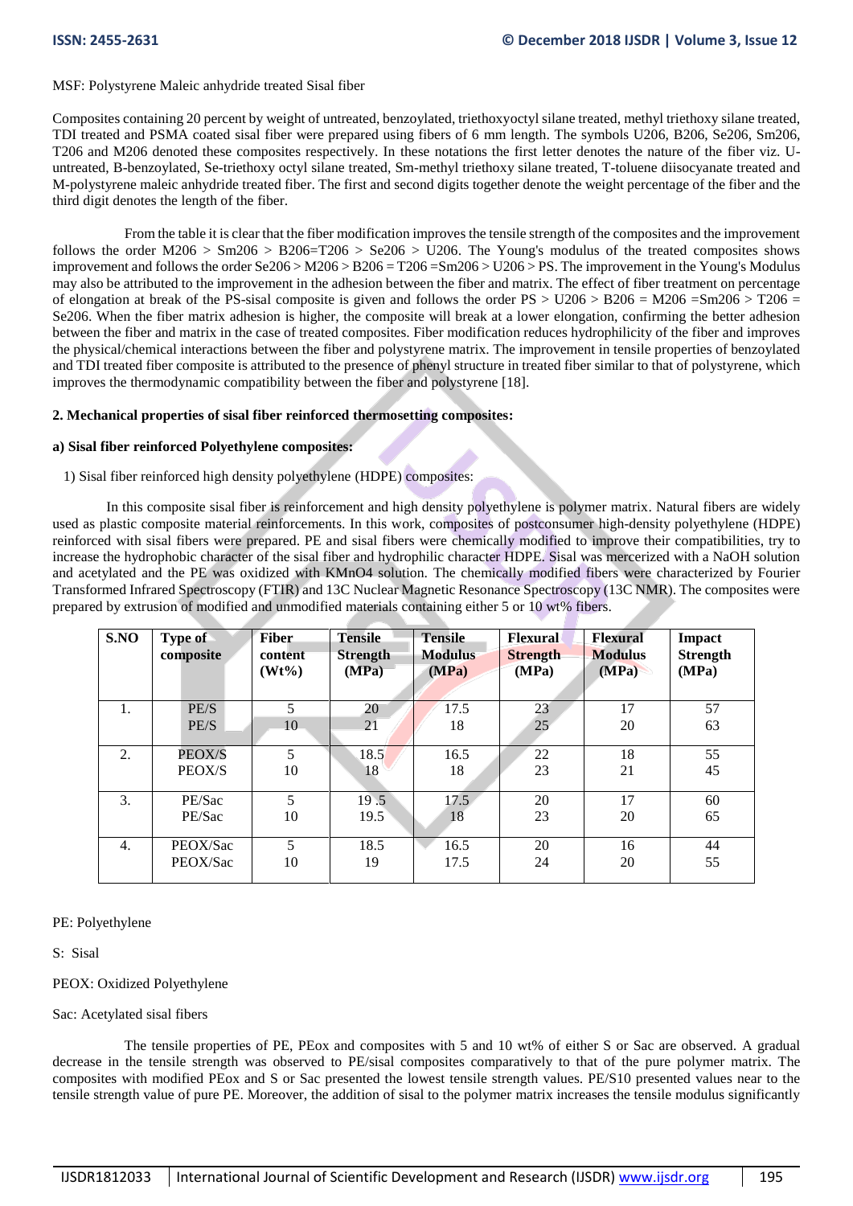MSF: Polystyrene Maleic anhydride treated Sisal fiber

Composites containing 20 percent by weight of untreated, benzoylated, triethoxyoctyl silane treated, methyl triethoxy silane treated, TDI treated and PSMA coated sisal fiber were prepared using fibers of 6 mm length. The symbols U206, B206, Se206, Sm206, T206 and M206 denoted these composites respectively. In these notations the first letter denotes the nature of the fiber viz. U-untreated, B-benzoylated, Se-triethoxy octyl silane treated, Sm-methyl triethoxy silane treated, T-toluene diisocyanate treated and M-polystyrene maleic anhydride treated fiber. The first and second digits together denote the weight percentage of the fiber and the third digit denotes the length of the fiber.

From the table it is clear that the fiber modification improves the tensile strength of the composites and the improvement follows the order M206 > Sm206 > B206=T206 > Se206 > U206. The Young's modulus of the treated composites shows improvement and follows the order Se206 > M206 > B206 = T206 =Sm206 > U206 > PS. The improvement in the Young's Modulus may also be attributed to the improvement in the adhesion between the fiber and matrix. The effect of fiber treatment on percentage of elongation at break of the PS-sisal composite is given and follows the order PS > U206 > B206 = M206 =Sm206 > T206 = Se206. When the fiber matrix adhesion is higher, the composite will break at a lower elongation, confirming the better adhesion between the fiber and matrix in the case of treated composites. Fiber modification reduces hydrophilicity of the fiber and improves the physical/chemical interactions between the fiber and polystyrene matrix. The improvement in tensile properties of benzoylated and TDI treated fiber composite is attributed to the presence of phenyl structure in treated fiber similar to that of polystyrene, which improves the thermodynamic compatibility between the fiber and polystyrene [18].

**2. Mechanical properties of sisal fiber reinforced thermosetting composites:**

**a) Sisal fiber reinforced Polyethylene composites:**

1) Sisal fiber reinforced high density polyethylene (HDPE) composites:

In this composite sisal fiber is reinforcement and high density polyethylene is polymer matrix. Natural fibers are widely used as plastic composite material reinforcements. In this work, composites of postconsumer high-density polyethylene (HDPE) reinforced with sisal fibers were prepared. PE and sisal fibers were chemically modified to improve their compatibilities, try to increase the hydrophobic character of the sisal fiber and hydrophilic character HDPE. Sisal was mercerized with a NaOH solution and acetylated and the PE was oxidized with $KMnO_4$ solution. The chemically modified fibers were characterized by Fourier Transformed Infrared Spectroscopy (FTIR) and 13C Nuclear Magnetic Resonance Spectroscopy (13C NMR). The composites were prepared by extrusion of modified and unmodified materials containing either 5 or 10 wt% fibers.

| S.NO | Type of composite | Fiber content (Wt%) | Tensile Strength (MPa) | Tensile Modulus (MPa) | Flexural Strength (MPa) | Flexural Modulus (MPa) | Impact Strength (MPa) |
|---|---|---|---|---|---|---|---|
| 1. | PE/S<br>PE/S | 5<br>10 | 20<br>21 | 17.5<br>18 | 23<br>25 | 17<br>20 | 57<br>63 |
| 2. | PEOX/S<br>PEOX/S | 5<br>10 | 18.5<br>18 | 16.5<br>18 | 22<br>23 | 18<br>21 | 55<br>45 |
| 3. | PE/Sac<br>PE/Sac | 5<br>10 | 19 .5<br>19.5 | 17.5<br>18 | 20<br>23 | 17<br>20 | 60<br>65 |
| 4. | PEOX/Sac<br>PEOX/Sac | 5<br>10 | 18.5<br>19 | 16.5<br>17.5 | 20<br>24 | 16<br>20 | 44<br>55 |

PE: Polyethylene

S: Sisal

PEOX: Oxidized Polyethylene

Sac: Acetylated sisal fibers

The tensile properties of PE, PEox and composites with 5 and 10 wt% of either S or Sac are observed. A gradual decrease in the tensile strength was observed to PE/sisal composites comparatively to that of the pure polymer matrix. The composites with modified PEox and S or Sac presented the lowest tensile strength values. PE/S10 presented values near to the tensile strength value of pure PE. Moreover, the addition of sisal to the polymer matrix increases the tensile modulus significantly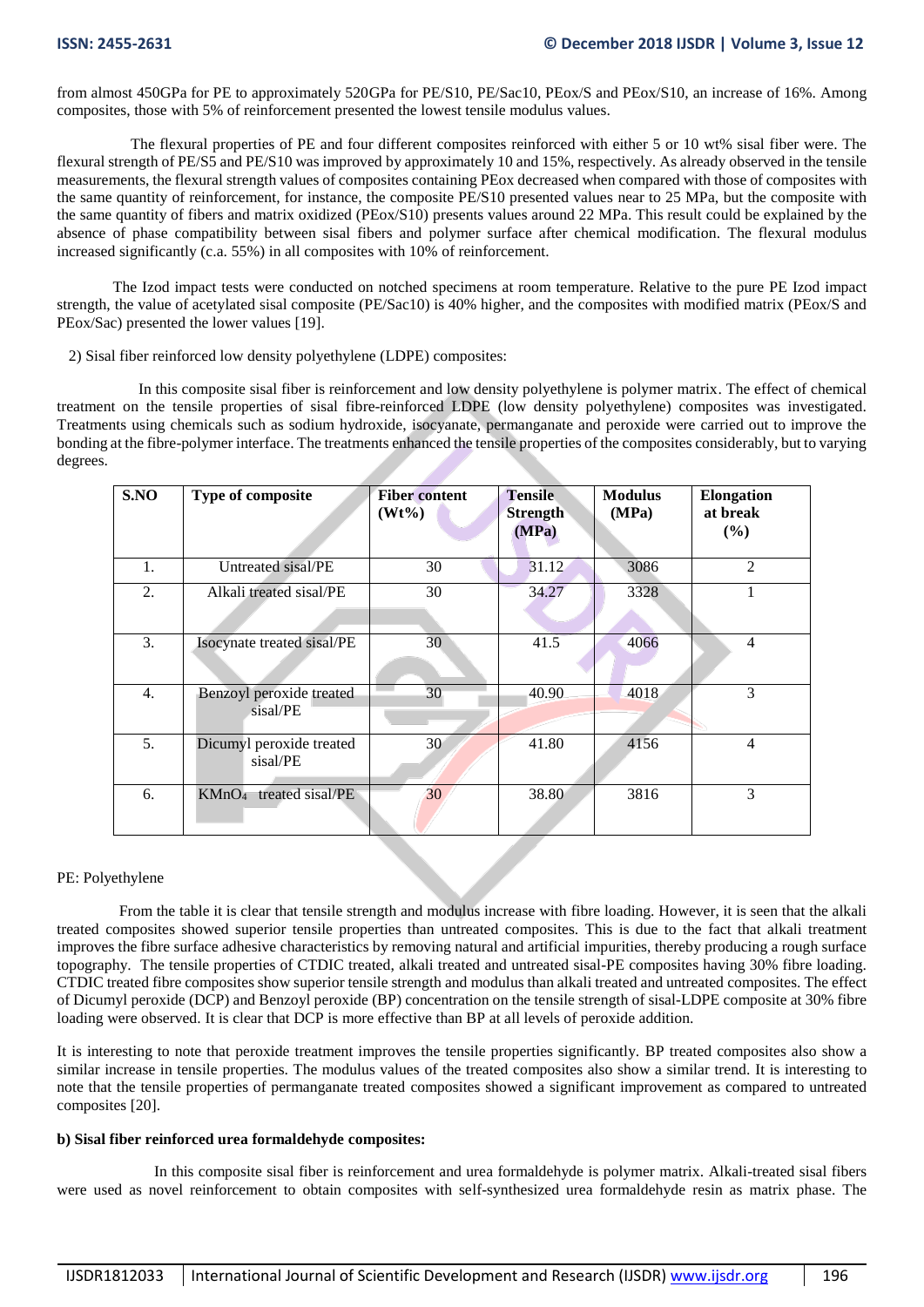from almost 450GPa for PE to approximately 520GPa for PE/S10, PE/Sac10, PEox/S and PEox/S10, an increase of 16%. Among composites, those with 5% of reinforcement presented the lowest tensile modulus values.

The flexural properties of PE and four different composites reinforced with either 5 or 10 wt% sisal fiber were. The flexural strength of PE/S5 and PE/S10 was improved by approximately 10 and 15%, respectively. As already observed in the tensile measurements, the flexural strength values of composites containing PEox decreased when compared with those of composites with the same quantity of reinforcement, for instance, the composite PE/S10 presented values near to 25 MPa, but the composite with the same quantity of fibers and matrix oxidized (PEox/S10) presents values around 22 MPa. This result could be explained by the absence of phase compatibility between sisal fibers and polymer surface after chemical modification. The flexural modulus increased significantly (c.a. 55%) in all composites with 10% of reinforcement.

The Izod impact tests were conducted on notched specimens at room temperature. Relative to the pure PE Izod impact strength, the value of acetylated sisal composite (PE/Sac10) is 40% higher, and the composites with modified matrix (PEox/S and PEox/Sac) presented the lower values [19].

2) Sisal fiber reinforced low density polyethylene (LDPE) composites:

In this composite sisal fiber is reinforcement and low density polyethylene is polymer matrix. The effect of chemical treatment on the tensile properties of sisal fibre-reinforced LDPE (low density polyethylene) composites was investigated. Treatments using chemicals such as sodium hydroxide, isocyanate, permanganate and peroxide were carried out to improve the bonding at the fibre-polymer interface. The treatments enhanced the tensile properties of the composites considerably, but to varying degrees.

| S.NO | Type of composite | Fiber content (Wt%) | Tensile Strength (MPa) | Modulus (MPa) | Elongation at break (%) |
|---|---|---|---|---|---|
| 1. | Untreated sisal/PE | 30 | 31.12 | 3086 | 2 |
| 2. | Alkali treated sisal/PE | 30 | 34.27 | 3328 | 1 |
| 3. | Isocynate treated sisal/PE | 30 | 41.5 | 4066 | 4 |
| 4. | Benzoyl peroxide treated sisal/PE | 30 | 40.90 | 4018 | 3 |
| 5. | Dicumyl peroxide treated sisal/PE | 30 | 41.80 | 4156 | 4 |
| 6. | $KMnO_4$ treated sisal/PE | 30 | 38.80 | 3816 | 3 |

PE: Polyethylene

From the table it is clear that tensile strength and modulus increase with fibre loading. However, it is seen that the alkali treated composites showed superior tensile properties than untreated composites. This is due to the fact that alkali treatment improves the fibre surface adhesive characteristics by removing natural and artificial impurities, thereby producing a rough surface topography. The tensile properties of CTDIC treated, alkali treated and untreated sisal-PE composites having 30% fibre loading. CTDIC treated fibre composites show superior tensile strength and modulus than alkali treated and untreated composites. The effect of Dicumyl peroxide (DCP) and Benzoyl peroxide (BP) concentration on the tensile strength of sisal-LDPE composite at 30% fibre loading were observed. It is clear that DCP is more effective than BP at all levels of peroxide addition.

It is interesting to note that peroxide treatment improves the tensile properties significantly. BP treated composites also show a similar increase in tensile properties. The modulus values of the treated composites also show a similar trend. It is interesting to note that the tensile properties of permanganate treated composites showed a significant improvement as compared to untreated composites [20].

**b) Sisal fiber reinforced urea formaldehyde composites:**

In this composite sisal fiber is reinforcement and urea formaldehyde is polymer matrix. Alkali-treated sisal fibers were used as novel reinforcement to obtain composites with self-synthesized urea formaldehyde resin as matrix phase. The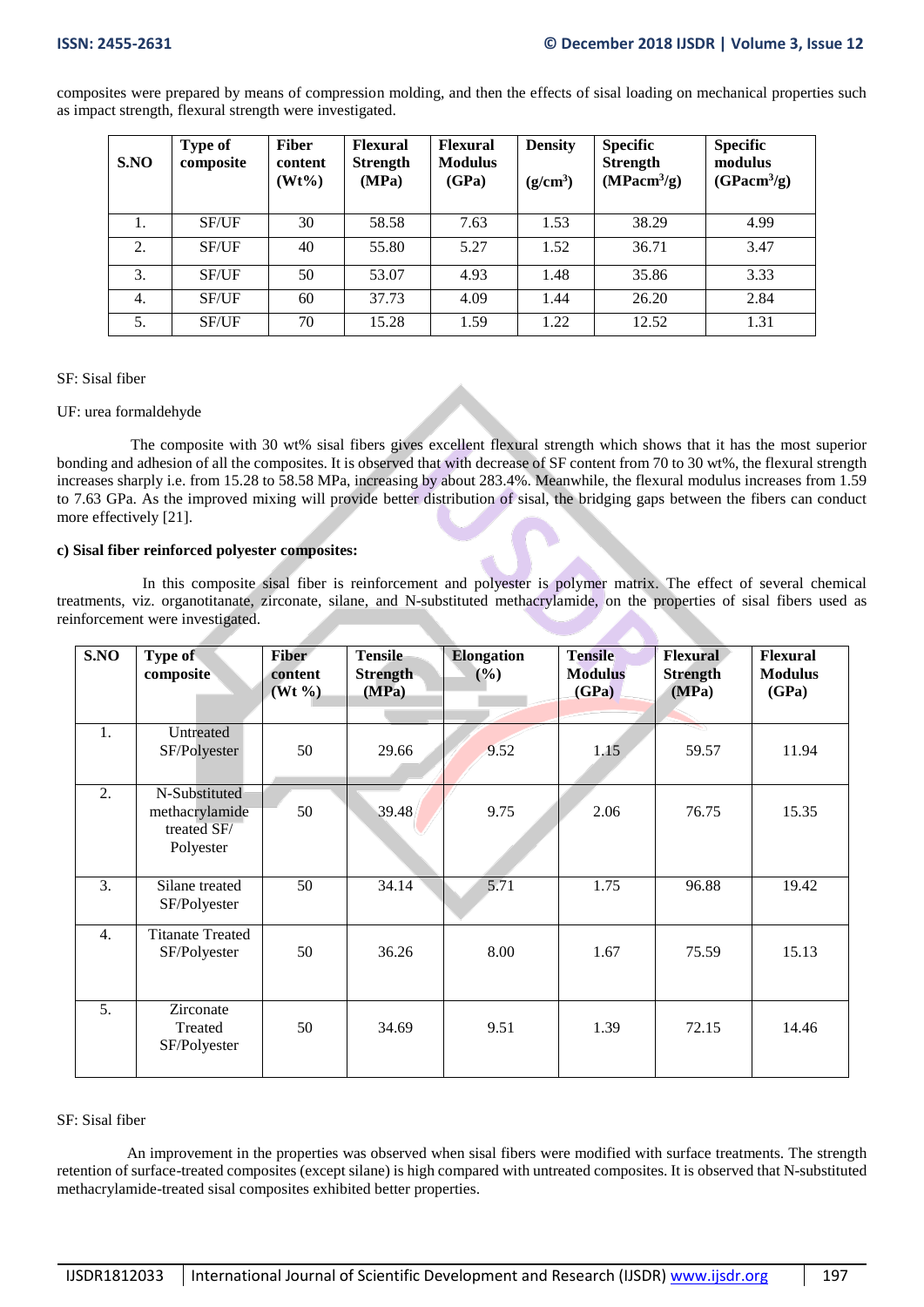composites were prepared by means of compression molding, and then the effects of sisal loading on mechanical properties such as impact strength, flexural strength were investigated.

| S.NO | Type of composite | Fiber content (Wt%) | Flexural Strength (MPa) | Flexural Modulus (GPa) | Density ($g/cm^3$) | Specific Strength ($MPacm^3/g$) | Specific modulus ($GPacm^3/g$) |
|---|---|---|---|---|---|---|---|
| 1. | SF/UF | 30 | 58.58 | 7.63 | 1.53 | 38.29 | 4.99 |
| 2. | SF/UF | 40 | 55.80 | 5.27 | 1.52 | 36.71 | 3.47 |
| 3. | SF/UF | 50 | 53.07 | 4.93 | 1.48 | 35.86 | 3.33 |
| 4. | SF/UF | 60 | 37.73 | 4.09 | 1.44 | 26.20 | 2.84 |
| 5. | SF/UF | 70 | 15.28 | 1.59 | 1.22 | 12.52 | 1.31 |

SF: Sisal fiber

UF: urea formaldehyde

The composite with 30 wt% sisal fibers gives excellent flexural strength which shows that it has the most superior bonding and adhesion of all the composites. It is observed that with decrease of SF content from 70 to 30 wt%, the flexural strength increases sharply i.e. from 15.28 to 58.58 MPa, increasing by about 283.4%. Meanwhile, the flexural modulus increases from 1.59 to 7.63 GPa. As the improved mixing will provide better distribution of sisal, the bridging gaps between the fibers can conduct more effectively [21].

**c) Sisal fiber reinforced polyester composites:**

In this composite sisal fiber is reinforcement and polyester is polymer matrix. The effect of several chemical treatments, viz. organotitanate, zirconate, silane, and N-substituted methacrylamide, on the properties of sisal fibers used as reinforcement were investigated.

| S.NO | Type of composite | Fiber content (Wt %) | Tensile Strength (MPa) | Elongation (%) | Tensile Modulus (GPa) | Flexural Strength (MPa) | Flexural Modulus (GPa) |
|---|---|---|---|---|---|---|---|
| 1. | Untreated SF/Polyester | 50 | 29.66 | 9.52 | 1.15 | 59.57 | 11.94 |
| 2. | N-Substituted methacrylamide treated SF/ Polyester | 50 | 39.48 | 9.75 | 2.06 | 76.75 | 15.35 |
| 3. | Silane treated SF/Polyester | 50 | 34.14 | 5.71 | 1.75 | 96.88 | 19.42 |
| 4. | Titanate Treated SF/Polyester | 50 | 36.26 | 8.00 | 1.67 | 75.59 | 15.13 |
| 5. | Zirconate Treated SF/Polyester | 50 | 34.69 | 9.51 | 1.39 | 72.15 | 14.46 |

SF: Sisal fiber

An improvement in the properties was observed when sisal fibers were modified with surface treatments. The strength retention of surface-treated composites (except silane) is high compared with untreated composites. It is observed that N-substituted methacrylamide-treated sisal composites exhibited better properties.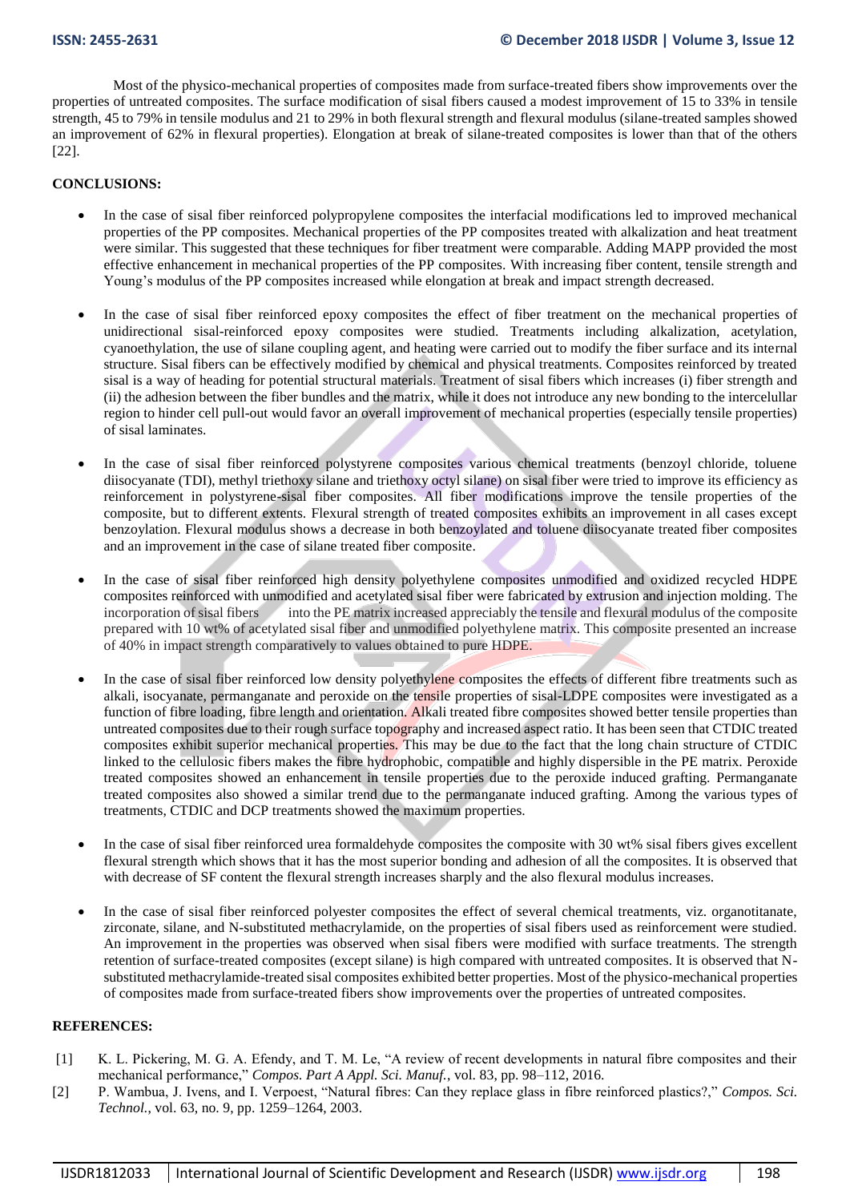Most of the physico-mechanical properties of composites made from surface-treated fibers show improvements over the properties of untreated composites. The surface modification of sisal fibers caused a modest improvement of 15 to 33% in tensile strength, 45 to 79% in tensile modulus and 21 to 29% in both flexural strength and flexural modulus (silane-treated samples showed an improvement of 62% in flexural properties). Elongation at break of silane-treated composites is lower than that of the others [22].

**CONCLUSIONS:**

- In the case of sisal fiber reinforced polypropylene composites the interfacial modifications led to improved mechanical properties of the PP composites. Mechanical properties of the PP composites treated with alkalization and heat treatment were similar. This suggested that these techniques for fiber treatment were comparable. Adding MAPP provided the most effective enhancement in mechanical properties of the PP composites. With increasing fiber content, tensile strength and Young's modulus of the PP composites increased while elongation at break and impact strength decreased.

- In the case of sisal fiber reinforced epoxy composites the effect of fiber treatment on the mechanical properties of unidirectional sisal-reinforced epoxy composites were studied. Treatments including alkalization, acetylation, cyanoethylation, the use of silane coupling agent, and heating were carried out to modify the fiber surface and its internal structure. Sisal fibers can be effectively modified by chemical and physical treatments. Composites reinforced by treated sisal is a way of heading for potential structural materials. Treatment of sisal fibers which increases (i) fiber strength and (ii) the adhesion between the fiber bundles and the matrix, while it does not introduce any new bonding to the intercelullar region to hinder cell pull-out would favor an overall improvement of mechanical properties (especially tensile properties) of sisal laminates.

- In the case of sisal fiber reinforced polystyrene composites various chemical treatments (benzoyl chloride, toluene diisocyanate (TDI), methyl triethoxy silane and triethoxy octyl silane) on sisal fiber were tried to improve its efficiency as reinforcement in polystyrene-sisal fiber composites. All fiber modifications improve the tensile properties of the composite, but to different extents. Flexural strength of treated composites exhibits an improvement in all cases except benzoylation. Flexural modulus shows a decrease in both benzoylated and toluene diisocyanate treated fiber composites and an improvement in the case of silane treated fiber composite.

- In the case of sisal fiber reinforced high density polyethylene composites unmodified and oxidized recycled HDPE composites reinforced with unmodified and acetylated sisal fiber were fabricated by extrusion and injection molding. The incorporation of sisal fibers into the PE matrix increased appreciably the tensile and flexural modulus of the composite prepared with 10 wt% of acetylated sisal fiber and unmodified polyethylene matrix. This composite presented an increase of 40% in impact strength comparatively to values obtained to pure HDPE.

- In the case of sisal fiber reinforced low density polyethylene composites the effects of different fibre treatments such as alkali, isocyanate, permanganate and peroxide on the tensile properties of sisal-LDPE composites were investigated as a function of fibre loading, fibre length and orientation. Alkali treated fibre composites showed better tensile properties than untreated composites due to their rough surface topography and increased aspect ratio. It has been seen that CTDIC treated composites exhibit superior mechanical properties. This may be due to the fact that the long chain structure of CTDIC linked to the cellulosic fibers makes the fibre hydrophobic, compatible and highly dispersible in the PE matrix. Peroxide treated composites showed an enhancement in tensile properties due to the peroxide induced grafting. Permanganate treated composites also showed a similar trend due to the permanganate induced grafting. Among the various types of treatments, CTDIC and DCP treatments showed the maximum properties.

- In the case of sisal fiber reinforced urea formaldehyde composites the composite with 30 wt% sisal fibers gives excellent flexural strength which shows that it has the most superior bonding and adhesion of all the composites. It is observed that with decrease of SF content the flexural strength increases sharply and the also flexural modulus increases.

- In the case of sisal fiber reinforced polyester composites the effect of several chemical treatments, viz. organotitanate, zirconate, silane, and N-substituted methacrylamide, on the properties of sisal fibers used as reinforcement were studied. An improvement in the properties was observed when sisal fibers were modified with surface treatments. The strength retention of surface-treated composites (except silane) is high compared with untreated composites. It is observed that N-substituted methacrylamide-treated sisal composites exhibited better properties. Most of the physico-mechanical properties of composites made from surface-treated fibers show improvements over the properties of untreated composites.

**REFERENCES:**

[1] K. L. Pickering, M. G. A. Efendy, and T. M. Le, "A review of recent developments in natural fibre composites and their mechanical performance," *Compos. Part A Appl. Sci. Manuf.*, vol. 83, pp. 98–112, 2016.

[2] P. Wambua, J. Ivens, and I. Verpoest, "Natural fibres: Can they replace glass in fibre reinforced plastics?," *Compos. Sci. Technol.*, vol. 63, no. 9, pp. 1259–1264, 2003.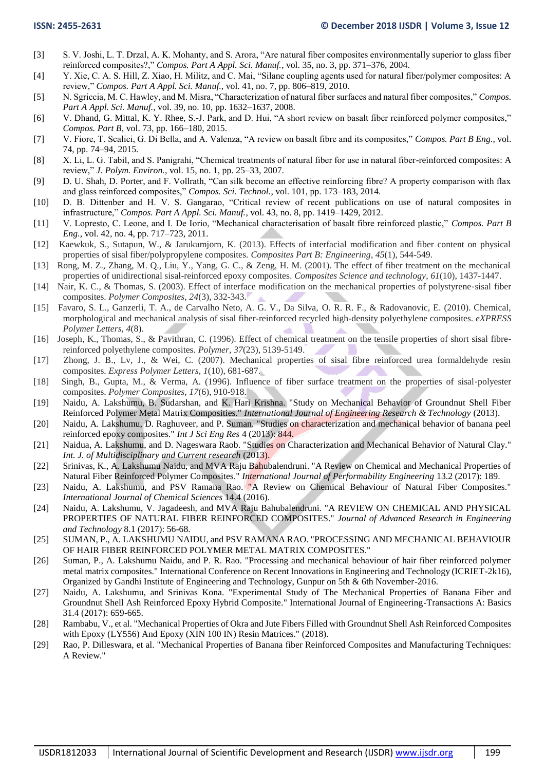[3] S. V. Joshi, L. T. Drzal, A. K. Mohanty, and S. Arora, "Are natural fiber composites environmentally superior to glass fiber reinforced composites?," *Compos. Part A Appl. Sci. Manuf.*, vol. 35, no. 3, pp. 371–376, 2004.

[4] Y. Xie, C. A. S. Hill, Z. Xiao, H. Militz, and C. Mai, "Silane coupling agents used for natural fiber/polymer composites: A review," *Compos. Part A Appl. Sci. Manuf.*, vol. 41, no. 7, pp. 806–819, 2010.

[5] N. Sgriccia, M. C. Hawley, and M. Misra, "Characterization of natural fiber surfaces and natural fiber composites," *Compos. Part A Appl. Sci. Manuf.*, vol. 39, no. 10, pp. 1632–1637, 2008.

[6] V. Dhand, G. Mittal, K. Y. Rhee, S.-J. Park, and D. Hui, "A short review on basalt fiber reinforced polymer composites," *Compos. Part B*, vol. 73, pp. 166–180, 2015.

[7] V. Fiore, T. Scalici, G. Di Bella, and A. Valenza, "A review on basalt fibre and its composites," *Compos. Part B Eng.*, vol. 74, pp. 74–94, 2015.

[8] X. Li, L. G. Tabil, and S. Panigrahi, "Chemical treatments of natural fiber for use in natural fiber-reinforced composites: A review," *J. Polym. Environ.*, vol. 15, no. 1, pp. 25–33, 2007.

[9] D. U. Shah, D. Porter, and F. Vollrath, "Can silk become an effective reinforcing fibre? A property comparison with flax and glass reinforced composites," *Compos. Sci. Technol.*, vol. 101, pp. 173–183, 2014.

[10] D. B. Dittenber and H. V. S. Gangarao, "Critical review of recent publications on use of natural composites in infrastructure," *Compos. Part A Appl. Sci. Manuf.*, vol. 43, no. 8, pp. 1419–1429, 2012.

[11] V. Lopresto, C. Leone, and I. De Iorio, "Mechanical characterisation of basalt fibre reinforced plastic," *Compos. Part B Eng.*, vol. 42, no. 4, pp. 717–723, 2011.

[12] Kaewkuk, S., Sutapun, W., & Jarukumjorn, K. (2013). Effects of interfacial modification and fiber content on physical properties of sisal fiber/polypropylene composites. *Composites Part B: Engineering*, *45*(1), 544-549.

[13] Rong, M. Z., Zhang, M. Q., Liu, Y., Yang, G. C., & Zeng, H. M. (2001). The effect of fiber treatment on the mechanical properties of unidirectional sisal-reinforced epoxy composites. *Composites Science and technology*, *61*(10), 1437-1447.

[14] Nair, K. C., & Thomas, S. (2003). Effect of interface modification on the mechanical properties of polystyrene‐sisal fiber composites. *Polymer Composites*, *24*(3), 332-343.

[15] Favaro, S. L., Ganzerli, T. A., de Carvalho Neto, A. G. V., Da Silva, O. R. R. F., & Radovanovic, E. (2010). Chemical, morphological and mechanical analysis of sisal fiber-reinforced recycled high-density polyethylene composites. *eXPRESS Polymer Letters*, *4*(8).

[16] Joseph, K., Thomas, S., & Pavithran, C. (1996). Effect of chemical treatment on the tensile properties of short sisal fibre-reinforced polyethylene composites. *Polymer*, *37*(23), 5139-5149.

[17] Zhong, J. B., Lv, J., & Wei, C. (2007). Mechanical properties of sisal fibre reinforced urea formaldehyde resin composites. *Express Polymer Letters*, *1*(10), 681-687.

[18] Singh, B., Gupta, M., & Verma, A. (1996). Influence of fiber surface treatment on the properties of sisal‐polyester composites. *Polymer Composites*, *17*(6), 910-918.

[19] Naidu, A. Lakshumu, B. Sudarshan, and K. Hari Krishna. "Study on Mechanical Behavior of Groundnut Shell Fiber Reinforced Polymer Metal Matrix Composities." *International Journal of Engineering Research & Technology* (2013).

[20] Naidu, A. Lakshumu, D. Raghuveer, and P. Suman. "Studies on characterization and mechanical behavior of banana peel reinforced epoxy composites." *Int J Sci Eng Res* 4 (2013): 844.

[21] Naidua, A. Lakshumu, and D. Nageswara Raob. "Studies on Characterization and Mechanical Behavior of Natural Clay." *Int. J. of Multidisciplinary and Current research* (2013).

[22] Srinivas, K., A. Lakshumu Naidu, and MVA Raju Bahubalendruni. "A Review on Chemical and Mechanical Properties of Natural Fiber Reinforced Polymer Composites." *International Journal of Performability Engineering* 13.2 (2017): 189.

[23] Naidu, A. Lakshumu, and PSV Ramana Rao. "A Review on Chemical Behaviour of Natural Fiber Composites." *International Journal of Chemical Sciences* 14.4 (2016).

[24] Naidu, A. Lakshumu, V. Jagadeesh, and MVA Raju Bahubalendruni. "A REVIEW ON CHEMICAL AND PHYSICAL PROPERTIES OF NATURAL FIBER REINFORCED COMPOSITES." *Journal of Advanced Research in Engineering and Technology* 8.1 (2017): 56-68.

[25] SUMAN, P., A. LAKSHUMU NAIDU, and PSV RAMANA RAO. "PROCESSING AND MECHANICAL BEHAVIOUR OF HAIR FIBER REINFORCED POLYMER METAL MATRIX COMPOSITES."

[26] Suman, P., A. Lakshumu Naidu, and P. R. Rao. "Processing and mechanical behaviour of hair fiber reinforced polymer metal matrix composites." International Conference on Recent Innovations in Engineering and Technology (ICRIET-2k16), Organized by Gandhi Institute of Engineering and Technology, Gunpur on 5th & 6th November-2016.

[27] Naidu, A. Lakshumu, and Srinivas Kona. "Experimental Study of The Mechanical Properties of Banana Fiber and Groundnut Shell Ash Reinforced Epoxy Hybrid Composite." International Journal of Engineering-Transactions A: Basics 31.4 (2017): 659-665.

[28] Rambabu, V., et al. "Mechanical Properties of Okra and Jute Fibers Filled with Groundnut Shell Ash Reinforced Composites with Epoxy (LY556) And Epoxy (XIN 100 IN) Resin Matrices." (2018).

[29] Rao, P. Dilleswara, et al. "Mechanical Properties of Banana fiber Reinforced Composites and Manufacturing Techniques: A Review."